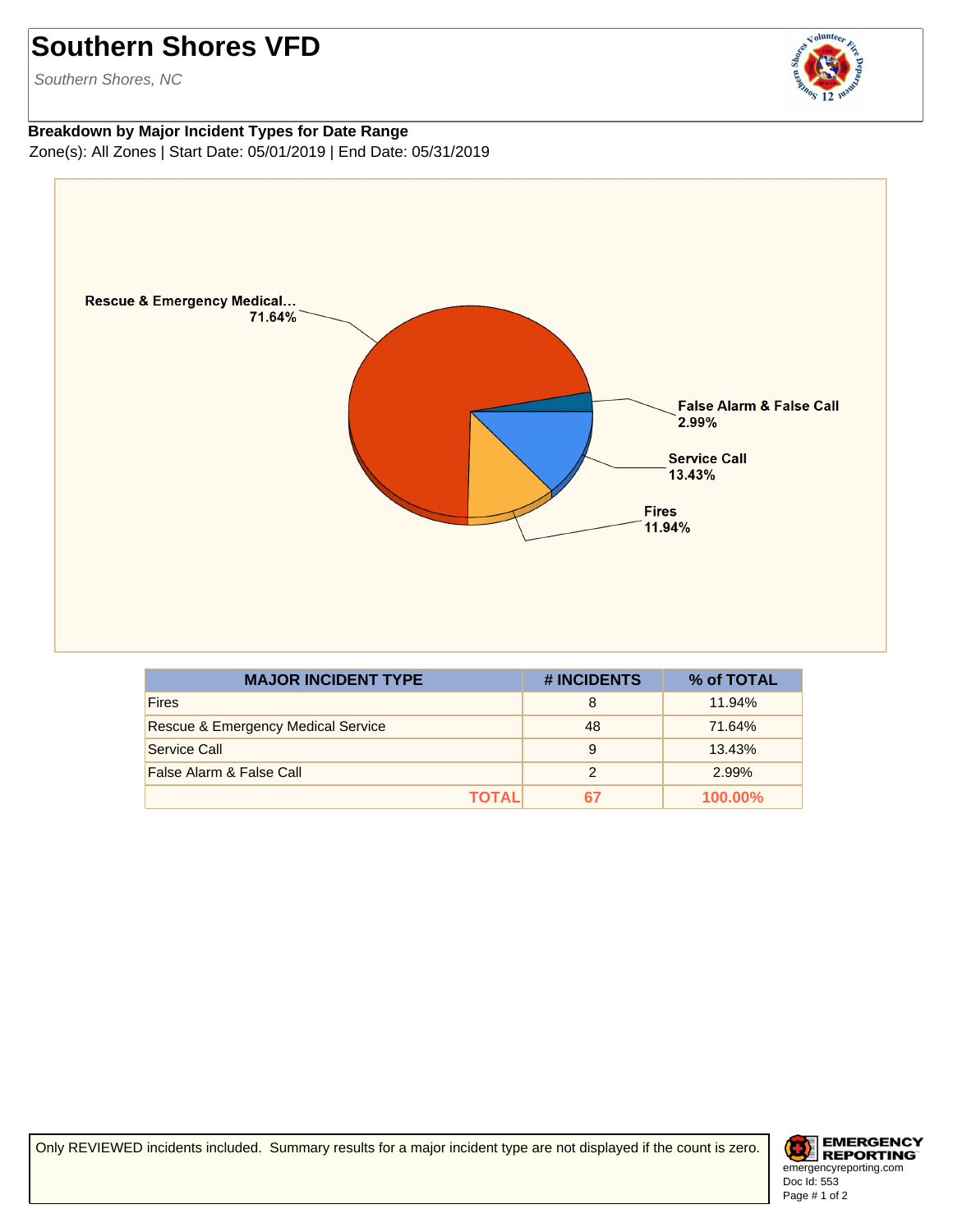# Southern Shores VFD

*Southern Shores, NC*

**Breakdown by Major Incident Types for Date Range**

Zone(s): All Zones | Start Date: 05/01/2019 | End Date: 05/31/2019

Rescue & Emergency Medical... 71.64%

False Alarm & False Call 2.99%

Service Call 13.43%

Fires 11.94%

| MAJOR INCIDENT TYPE | # INCIDENTS | % of TOTAL |
|---|---|---|
| Fires | 8 | 11.94% |
| Rescue & Emergency Medical Service | 48 | 71.64% |
| Service Call | 9 | 13.43% |
| False Alarm & False Call | 2 | 2.99% |
| **TOTAL** | **67** | **100.00%** |

Only REVIEWED incidents included. Summary results for a major incident type are not displayed if the count is zero.

EMERGENCY REPORTING
emergencyreporting.com
Doc Id: 553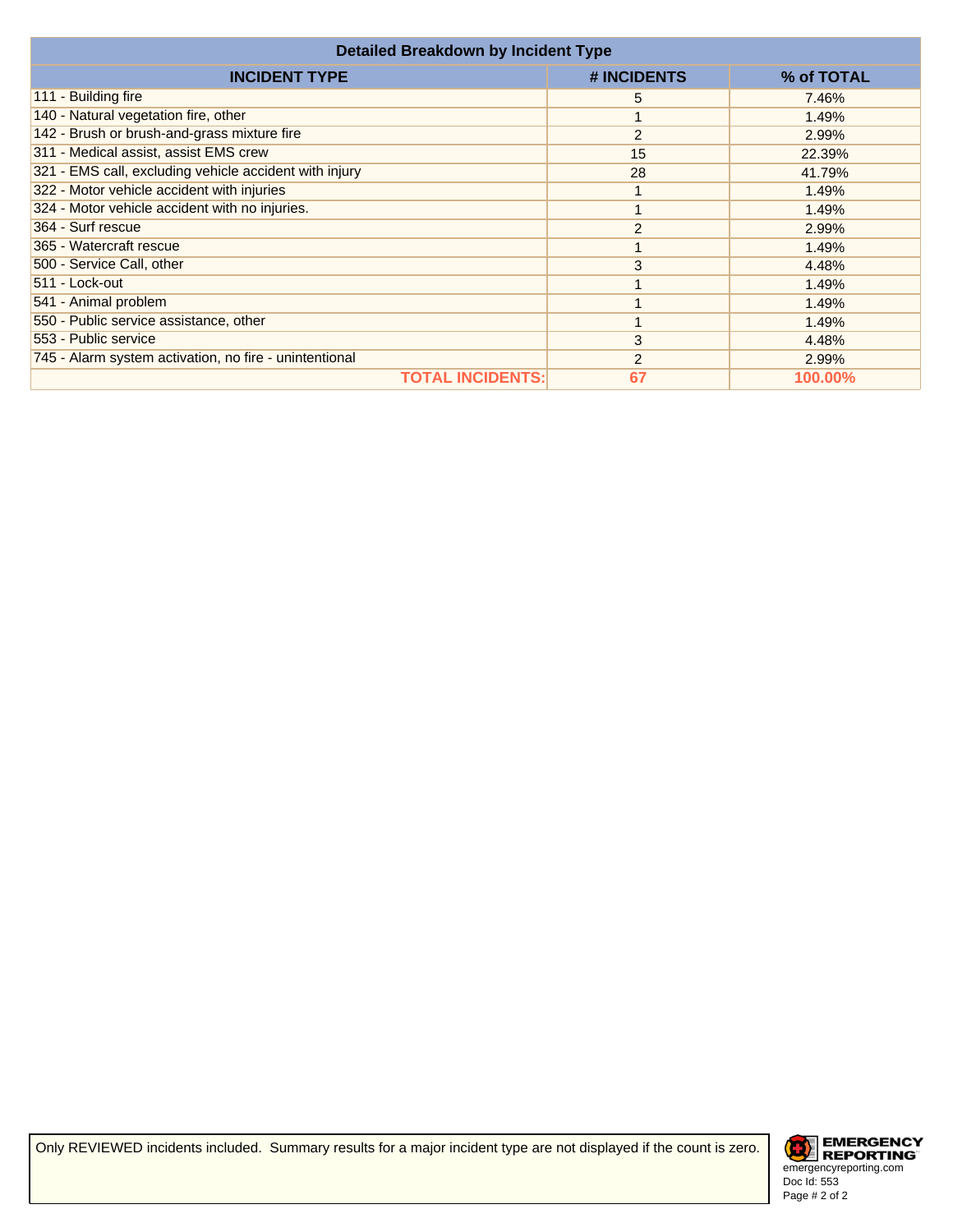| Detailed Breakdown by Incident Type | | |
|---|---|---|
| **INCIDENT TYPE** | **# INCIDENTS** | **% of TOTAL** |
| 111 - Building fire | 5 | 7.46% |
| 140 - Natural vegetation fire, other | 1 | 1.49% |
| 142 - Brush or brush-and-grass mixture fire | 2 | 2.99% |
| 311 - Medical assist, assist EMS crew | 15 | 22.39% |
| 321 - EMS call, excluding vehicle accident with injury | 28 | 41.79% |
| 322 - Motor vehicle accident with injuries | 1 | 1.49% |
| 324 - Motor vehicle accident with no injuries. | 1 | 1.49% |
| 364 - Surf rescue | 2 | 2.99% |
| 365 - Watercraft rescue | 1 | 1.49% |
| 500 - Service Call, other | 3 | 4.48% |
| 511 - Lock-out | 1 | 1.49% |
| 541 - Animal problem | 1 | 1.49% |
| 550 - Public service assistance, other | 1 | 1.49% |
| 553 - Public service | 3 | 4.48% |
| 745 - Alarm system activation, no fire - unintentional | 2 | 2.99% |
| **TOTAL INCIDENTS:** | **67** | **100.00%** |

Only REVIEWED incidents included. Summary results for a major incident type are not displayed if the count is zero.

EMERGENCY REPORTING
emergencyreporting.com
Doc Id: 553